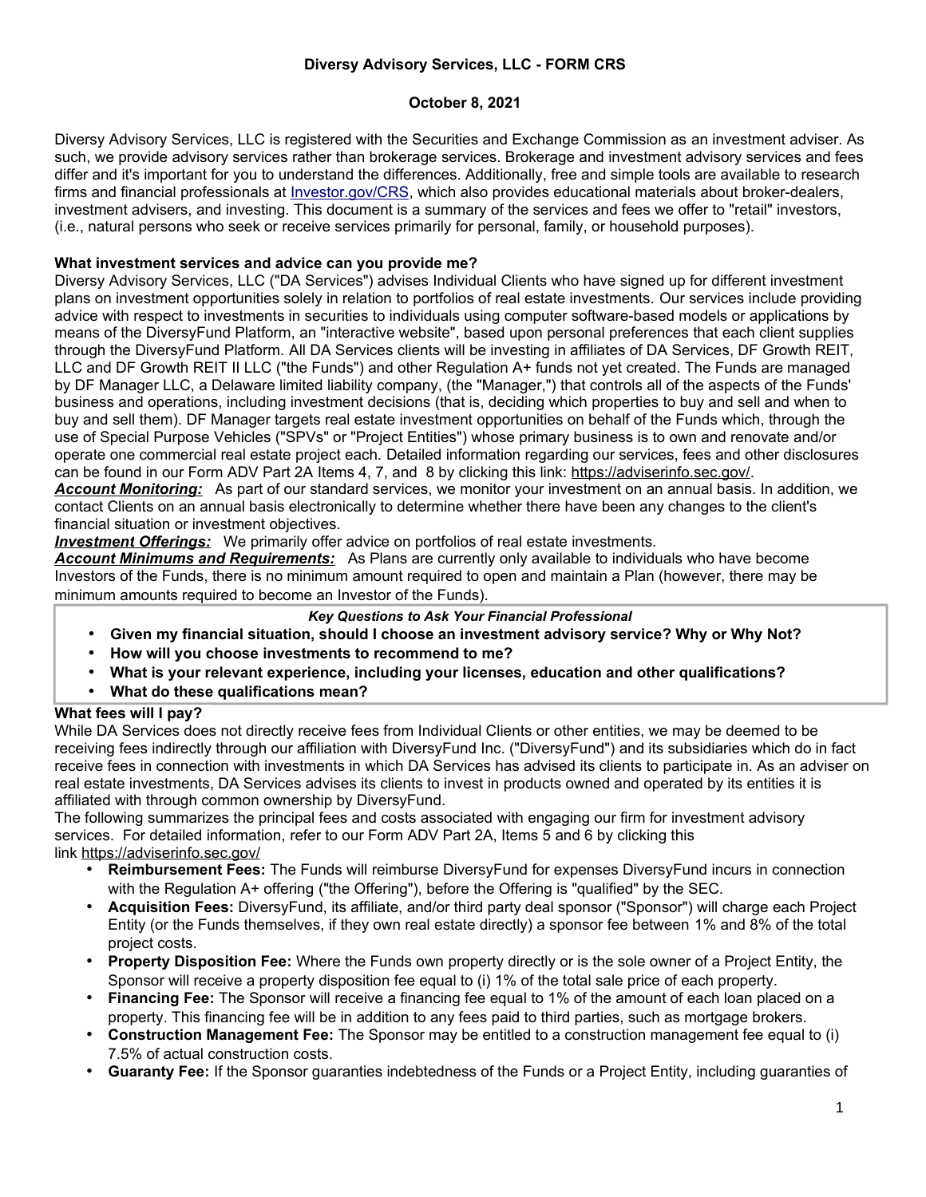**Diversy Advisory Services, LLC - FORM CRS**

**October 8, 2021**

Diversy Advisory Services, LLC is registered with the Securities and Exchange Commission as an investment adviser. As such, we provide advisory services rather than brokerage services. Brokerage and investment advisory services and fees differ and it's important for you to understand the differences. Additionally, free and simple tools are available to research firms and financial professionals at Investor.gov/CRS, which also provides educational materials about broker-dealers, investment advisers, and investing. This document is a summary of the services and fees we offer to "retail" investors, (i.e., natural persons who seek or receive services primarily for personal, family, or household purposes).

**What investment services and advice can you provide me?**

Diversy Advisory Services, LLC ("DA Services") advises Individual Clients who have signed up for different investment plans on investment opportunities solely in relation to portfolios of real estate investments. Our services include providing advice with respect to investments in securities to individuals using computer software-based models or applications by means of the DiversyFund Platform, an "interactive website", based upon personal preferences that each client supplies through the DiversyFund Platform. All DA Services clients will be investing in affiliates of DA Services, DF Growth REIT, LLC and DF Growth REIT II LLC ("the Funds") and other Regulation A+ funds not yet created. The Funds are managed by DF Manager LLC, a Delaware limited liability company, (the "Manager,") that controls all of the aspects of the Funds' business and operations, including investment decisions (that is, deciding which properties to buy and sell and when to buy and sell them). DF Manager targets real estate investment opportunities on behalf of the Funds which, through the use of Special Purpose Vehicles ("SPVs" or "Project Entities") whose primary business is to own and renovate and/or operate one commercial real estate project each. Detailed information regarding our services, fees and other disclosures can be found in our Form ADV Part 2A Items 4, 7, and 8 by clicking this link: https://adviserinfo.sec.gov/.

***Account Monitoring:*** As part of our standard services, we monitor your investment on an annual basis. In addition, we contact Clients on an annual basis electronically to determine whether there have been any changes to the client's financial situation or investment objectives.

***Investment Offerings:*** We primarily offer advice on portfolios of real estate investments.

***Account Minimums and Requirements:*** As Plans are currently only available to individuals who have become Investors of the Funds, there is no minimum amount required to open and maintain a Plan (however, there may be minimum amounts required to become an Investor of the Funds).

***Key Questions to Ask Your Financial Professional***

- **Given my financial situation, should I choose an investment advisory service? Why or Why Not?**
- **How will you choose investments to recommend to me?**
- **What is your relevant experience, including your licenses, education and other qualifications?**
- **What do these qualifications mean?**

**What fees will I pay?**

While DA Services does not directly receive fees from Individual Clients or other entities, we may be deemed to be receiving fees indirectly through our affiliation with DiversyFund Inc. ("DiversyFund") and its subsidiaries which do in fact receive fees in connection with investments in which DA Services has advised its clients to participate in. As an adviser on real estate investments, DA Services advises its clients to invest in products owned and operated by its entities it is affiliated with through common ownership by DiversyFund.

The following summarizes the principal fees and costs associated with engaging our firm for investment advisory services. For detailed information, refer to our Form ADV Part 2A, Items 5 and 6 by clicking this link https://adviserinfo.sec.gov/

- **Reimbursement Fees:** The Funds will reimburse DiversyFund for expenses DiversyFund incurs in connection with the Regulation A+ offering ("the Offering"), before the Offering is "qualified" by the SEC.
- **Acquisition Fees:** DiversyFund, its affiliate, and/or third party deal sponsor ("Sponsor") will charge each Project Entity (or the Funds themselves, if they own real estate directly) a sponsor fee between 1% and 8% of the total project costs.
- **Property Disposition Fee:** Where the Funds own property directly or is the sole owner of a Project Entity, the Sponsor will receive a property disposition fee equal to (i) 1% of the total sale price of each property.
- **Financing Fee:** The Sponsor will receive a financing fee equal to 1% of the amount of each loan placed on a property. This financing fee will be in addition to any fees paid to third parties, such as mortgage brokers.
- **Construction Management Fee:** The Sponsor may be entitled to a construction management fee equal to (i) 7.5% of actual construction costs.
- **Guaranty Fee:** If the Sponsor guaranties indebtedness of the Funds or a Project Entity, including guaranties of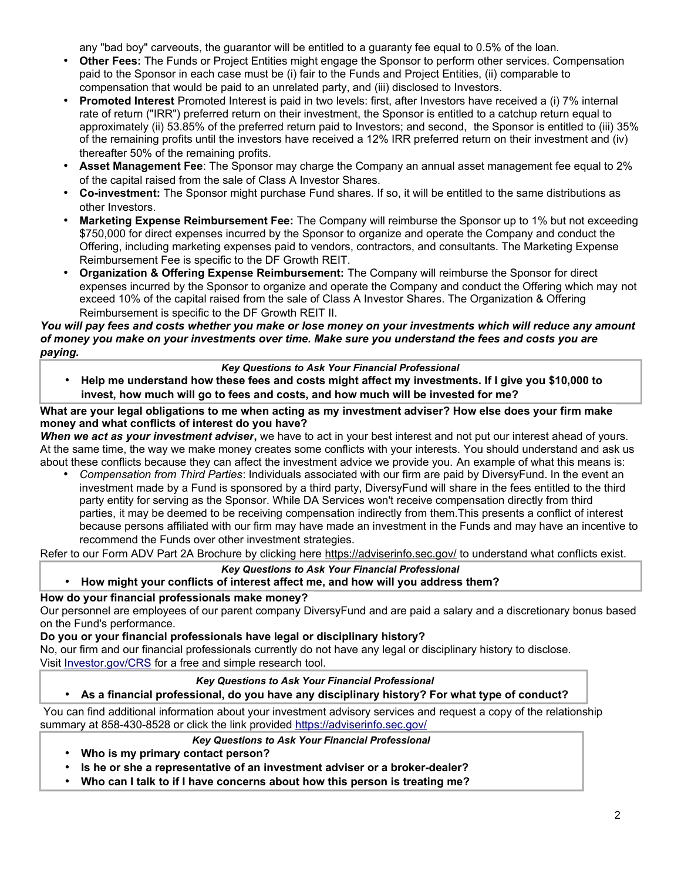any "bad boy" carveouts, the guarantor will be entitled to a guaranty fee equal to 0.5% of the loan.

- **Other Fees:** The Funds or Project Entities might engage the Sponsor to perform other services. Compensation paid to the Sponsor in each case must be (i) fair to the Funds and Project Entities, (ii) comparable to compensation that would be paid to an unrelated party, and (iii) disclosed to Investors.
- **Promoted Interest** Promoted Interest is paid in two levels: first, after Investors have received a (i) 7% internal rate of return ("IRR") preferred return on their investment, the Sponsor is entitled to a catchup return equal to approximately (ii) 53.85% of the preferred return paid to Investors; and second, the Sponsor is entitled to (iii) 35% of the remaining profits until the investors have received a 12% IRR preferred return on their investment and (iv) thereafter 50% of the remaining profits.
- **Asset Management Fee**: The Sponsor may charge the Company an annual asset management fee equal to 2% of the capital raised from the sale of Class A Investor Shares.
- **Co-investment:** The Sponsor might purchase Fund shares. If so, it will be entitled to the same distributions as other Investors.
- **Marketing Expense Reimbursement Fee:** The Company will reimburse the Sponsor up to 1% but not exceeding $750,000 for direct expenses incurred by the Sponsor to organize and operate the Company and conduct the Offering, including marketing expenses paid to vendors, contractors, and consultants. The Marketing Expense Reimbursement Fee is specific to the DF Growth REIT.
- **Organization & Offering Expense Reimbursement:** The Company will reimburse the Sponsor for direct expenses incurred by the Sponsor to organize and operate the Company and conduct the Offering which may not exceed 10% of the capital raised from the sale of Class A Investor Shares. The Organization & Offering Reimbursement is specific to the DF Growth REIT II.

***You will pay fees and costs whether you make or lose money on your investments which will reduce any amount of money you make on your investments over time. Make sure you understand the fees and costs you are paying.***

*Key Questions to Ask Your Financial Professional*

- **Help me understand how these fees and costs might affect my investments. If I give you $10,000 to invest, how much will go to fees and costs, and how much will be invested for me?**

**What are your legal obligations to me when acting as my investment adviser? How else does your firm make money and what conflicts of interest do you have?**

***When we act as your investment adviser*****,** we have to act in your best interest and not put our interest ahead of yours. At the same time, the way we make money creates some conflicts with your interests. You should understand and ask us about these conflicts because they can affect the investment advice we provide you. An example of what this means is:

- *Compensation from Third Parties*: Individuals associated with our firm are paid by DiversyFund. In the event an investment made by a Fund is sponsored by a third party, DiversyFund will share in the fees entitled to the third party entity for serving as the Sponsor. While DA Services won't receive compensation directly from third parties, it may be deemed to be receiving compensation indirectly from them.This presents a conflict of interest because persons affiliated with our firm may have made an investment in the Funds and may have an incentive to recommend the Funds over other investment strategies.

Refer to our Form ADV Part 2A Brochure by clicking here https://adviserinfo.sec.gov/ to understand what conflicts exist.

*Key Questions to Ask Your Financial Professional*

- **How might your conflicts of interest affect me, and how will you address them?**

**How do your financial professionals make money?**

Our personnel are employees of our parent company DiversyFund and are paid a salary and a discretionary bonus based on the Fund's performance.

**Do you or your financial professionals have legal or disciplinary history?**

No, our firm and our financial professionals currently do not have any legal or disciplinary history to disclose. Visit Investor.gov/CRS for a free and simple research tool.

*Key Questions to Ask Your Financial Professional*

- **As a financial professional, do you have any disciplinary history? For what type of conduct?**

You can find additional information about your investment advisory services and request a copy of the relationship summary at 858-430-8528 or click the link provided https://adviserinfo.sec.gov/

*Key Questions to Ask Your Financial Professional*

- **Who is my primary contact person?**
- **Is he or she a representative of an investment adviser or a broker-dealer?**
- **Who can I talk to if I have concerns about how this person is treating me?**